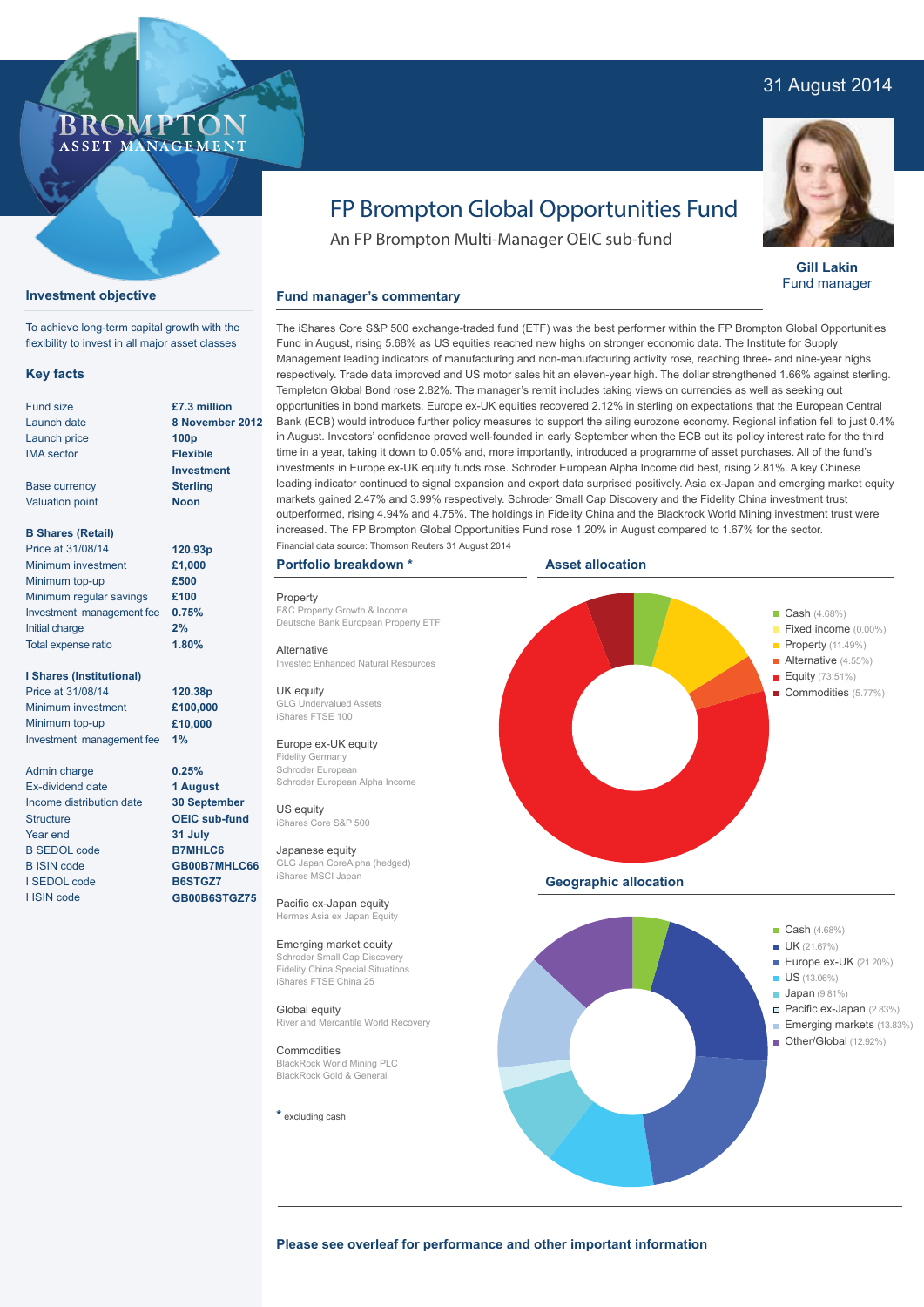31 August 2014

BROMPTON ASSET MANAGEMENT

# FP Brompton Global Opportunities Fund

An FP Brompton Multi-Manager OEIC sub-fund

**Gill Lakin**
Fund manager

## Investment objective

To achieve long-term capital growth with the flexibility to invest in all major asset classes

## Key facts

| | |
|---|---|
| Fund size | £7.3 million |
| Launch date | 8 November 2012 |
| Launch price | 100p |
| IMA sector | Flexible Investment |
| Base currency | Sterling |
| Valuation point | Noon |

**B Shares (Retail)**

| | |
|---|---|
| Price at 31/08/14 | 120.93p |
| Minimum investment | £1,000 |
| Minimum top-up | £500 |
| Minimum regular savings | £100 |
| Investment management fee | 0.75% |
| Initial charge | 2% |
| Total expense ratio | 1.80% |

**I Shares (Institutional)**

| | |
|---|---|
| Price at 31/08/14 | 120.38p |
| Minimum investment | £100,000 |
| Minimum top-up | £10,000 |
| Investment management fee | 1% |

| | |
|---|---|
| Admin charge | 0.25% |
| Ex-dividend date | 1 August |
| Income distribution date | 30 September |
| Structure | OEIC sub-fund |
| Year end | 31 July |
| B SEDOL code | B7MHLC6 |
| B ISIN code | GB00B7MHLC66 |
| I SEDOL code | B6STGZ7 |
| I ISIN code | GB00B6STGZ75 |

## Fund manager's commentary

The iShares Core S&P 500 exchange-traded fund (ETF) was the best performer within the FP Brompton Global Opportunities Fund in August, rising 5.68% as US equities reached new highs on stronger economic data. The Institute for Supply Management leading indicators of manufacturing and non-manufacturing activity rose, reaching three- and nine-year highs respectively. Trade data improved and US motor sales hit an eleven-year high. The dollar strengthened 1.66% against sterling. Templeton Global Bond rose 2.82%. The manager's remit includes taking views on currencies as well as seeking out opportunities in bond markets. Europe ex-UK equities recovered 2.12% in sterling on expectations that the European Central Bank (ECB) would introduce further policy measures to support the ailing eurozone economy. Regional inflation fell to just 0.4% in August. Investors' confidence proved well-founded in early September when the ECB cut its policy interest rate for the third time in a year, taking it down to 0.05% and, more importantly, introduced a programme of asset purchases. All of the fund's investments in Europe ex-UK equity funds rose. Schroder European Alpha Income did best, rising 2.81%. A key Chinese leading indicator continued to signal expansion and export data surprised positively. Asia ex-Japan and emerging market equity markets gained 2.47% and 3.99% respectively. Schroder Small Cap Discovery and the Fidelity China investment trust outperformed, rising 4.94% and 4.75%. The holdings in Fidelity China and the Blackrock World Mining investment trust were increased. The FP Brompton Global Opportunities Fund rose 1.20% in August compared to 1.67% for the sector.

Financial data source: Thomson Reuters 31 August 2014

## Portfolio breakdown *

**Property**
F&C Property Growth & Income
Deutsche Bank European Property ETF

**Alternative**
Investec Enhanced Natural Resources

**UK equity**
GLG Undervalued Assets
iShares FTSE 100

**Europe ex-UK equity**
Fidelity Germany
Schroder European
Schroder European Alpha Income

**US equity**
iShares Core S&P 500

**Japanese equity**
GLG Japan CoreAlpha (hedged)
iShares MSCI Japan

**Pacific ex-Japan equity**
Hermes Asia ex Japan Equity

**Emerging market equity**
Schroder Small Cap Discovery
Fidelity China Special Situations
iShares FTSE China 25

**Global equity**
River and Mercantile World Recovery

**Commodities**
BlackRock World Mining PLC
BlackRock Gold & General

* excluding cash

## Asset allocation

- Cash (4.68%)
- Fixed income (0.00%)
- Property (11.49%)
- Alternative (4.55%)
- Equity (73.51%)
- Commodities (5.77%)

## Geographic allocation

- Cash (4.68%)
- UK (21.67%)
- Europe ex-UK (21.20%)
- US (13.06%)
- Japan (9.81%)
- Pacific ex-Japan (2.83%)
- Emerging markets (13.83%)
- Other/Global (12.92%)

**Please see overleaf for performance and other important information**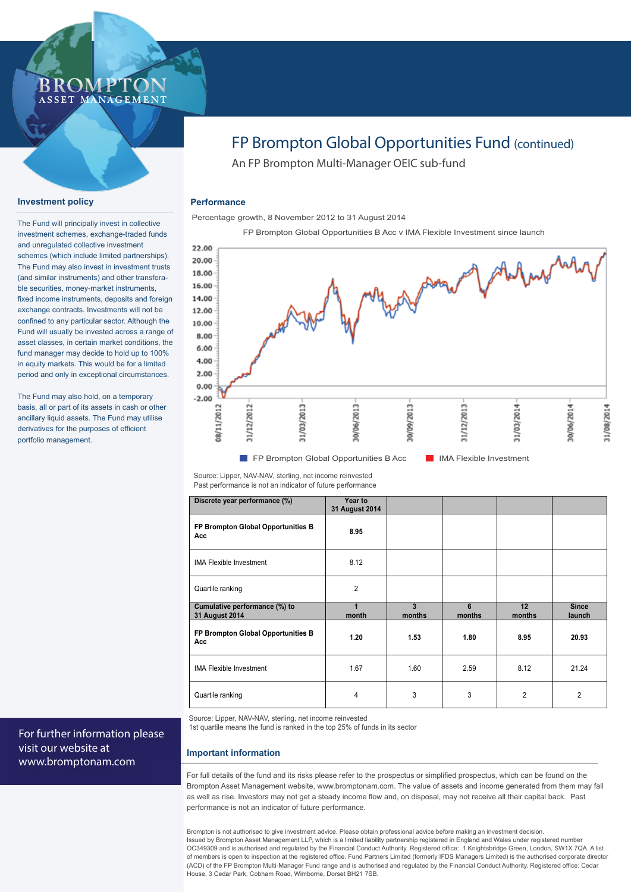# FP Brompton Global Opportunities Fund (continued)

An FP Brompton Multi-Manager OEIC sub-fund

## Investment policy

The Fund will principally invest in collective investment schemes, exchange-traded funds and unregulated collective investment schemes (which include limited partnerships). The Fund may also invest in investment trusts (and similar instruments) and other transferable securities, money-market instruments, fixed income instruments, deposits and foreign exchange contracts. Investments will not be confined to any particular sector. Although the Fund will usually be invested across a range of asset classes, in certain market conditions, the fund manager may decide to hold up to 100% in equity markets. This would be for a limited period and only in exceptional circumstances.

The Fund may also hold, on a temporary basis, all or part of its assets in cash or other ancillary liquid assets. The Fund may utilise derivatives for the purposes of efficient portfolio management.

For further information please visit our website at www.bromptonam.com

## Performance

Percentage growth, 8 November 2012 to 31 August 2014

FP Brompton Global Opportunities B Acc v IMA Flexible Investment since launch

22.00
20.00
18.00
16.00
14.00
12.00
10.00
8.00
6.00
4.00
2.00
0.00
-2.00

08/11/2012
31/12/2012
31/03/2013
30/06/2013
30/09/2013
31/12/2013
31/03/2014
30/06/2014
31/08/2014

FP Brompton Global Opportunities B Acc
IMA Flexible Investment

Source: Lipper, NAV-NAV, sterling, net income reinvested
Past performance is not an indicator of future performance

| Discrete year performance (%) | Year to 31 August 2014 | | | | |
|---|---|---|---|---|---|
| **FP Brompton Global Opportunities B Acc** | **8.95** | | | | |
| IMA Flexible Investment | 8.12 | | | | |
| Quartile ranking | 2 | | | | |
| **Cumulative performance (%) to 31 August 2014** | **1 month** | **3 months** | **6 months** | **12 months** | **Since launch** |
| **FP Brompton Global Opportunities B Acc** | **1.20** | **1.53** | **1.80** | **8.95** | **20.93** |
| IMA Flexible Investment | 1.67 | 1.60 | 2.59 | 8.12 | 21.24 |
| Quartile ranking | 4 | 3 | 3 | 2 | 2 |

Source: Lipper, NAV-NAV, sterling, net income reinvested
1st quartile means the fund is ranked in the top 25% of funds in its sector

## Important information

For full details of the fund and its risks please refer to the prospectus or simplified prospectus, which can be found on the Brompton Asset Management website, www.bromptonam.com. The value of assets and income generated from them may fall as well as rise. Investors may not get a steady income flow and, on disposal, may not receive all their capital back. Past performance is not an indicator of future performance.

Brompton is not authorised to give investment advice. Please obtain professional advice before making an investment decision. Issued by Brompton Asset Management LLP, which is a limited liability partnership registered in England and Wales under registered number OC349309 and is authorised and regulated by the Financial Conduct Authority. Registered office: 1 Knightsbridge Green, London, SW1X 7QA. A list of members is open to inspection at the registered office. Fund Partners Limited (formerly IFDS Managers Limited) is the authorised corporate director (ACD) of the FP Brompton Multi-Manager Fund range and is authorised and regulated by the Financial Conduct Authority. Registered office: Cedar House, 3 Cedar Park, Cobham Road, Wimborne, Dorset BH21 7SB.